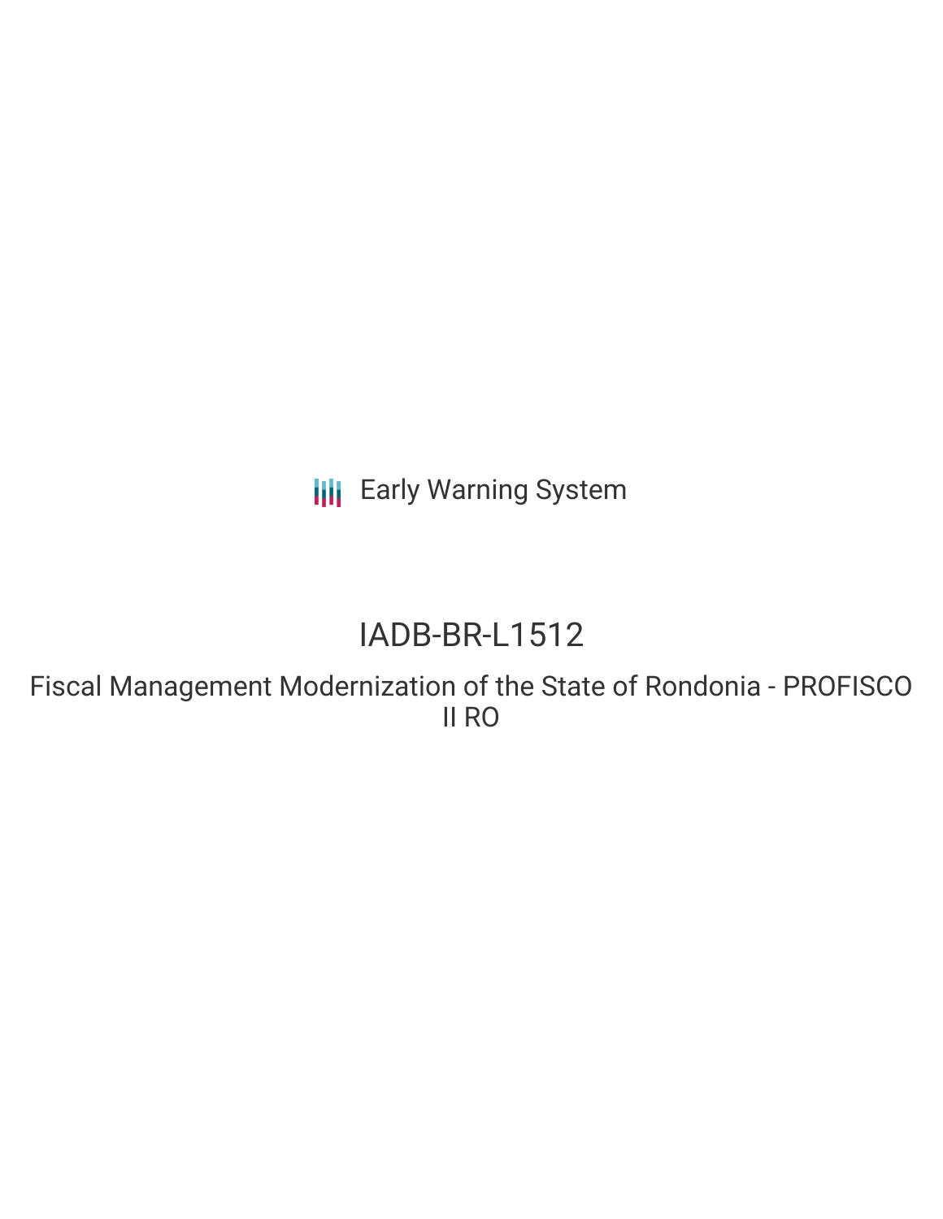Early Warning System

# IADB-BR-L1512

## Fiscal Management Modernization of the State of Rondonia - PROFISCO II RO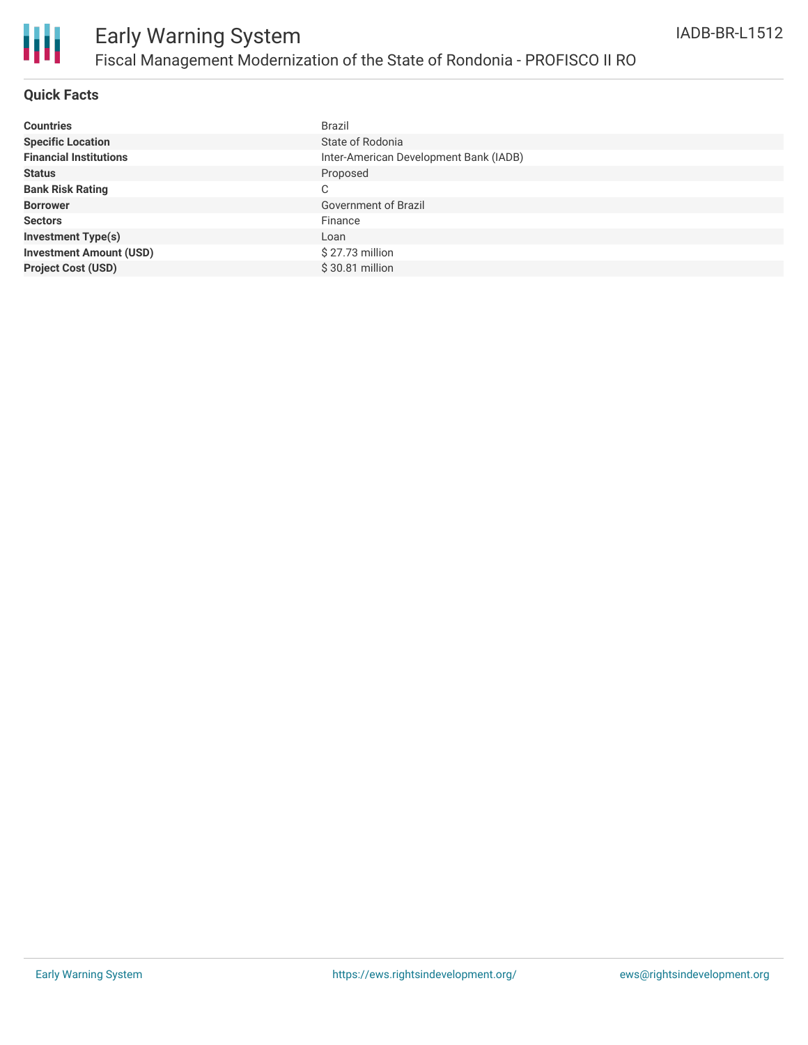## Quick Facts

| | |
|---|---|
| **Countries** | Brazil |
| **Specific Location** | State of Rodonia |
| **Financial Institutions** | Inter-American Development Bank (IADB) |
| **Status** | Proposed |
| **Bank Risk Rating** | C |
| **Borrower** | Government of Brazil |
| **Sectors** | Finance |
| **Investment Type(s)** | Loan |
| **Investment Amount (USD)** | $ 27.73 million |
| **Project Cost (USD)** | $ 30.81 million |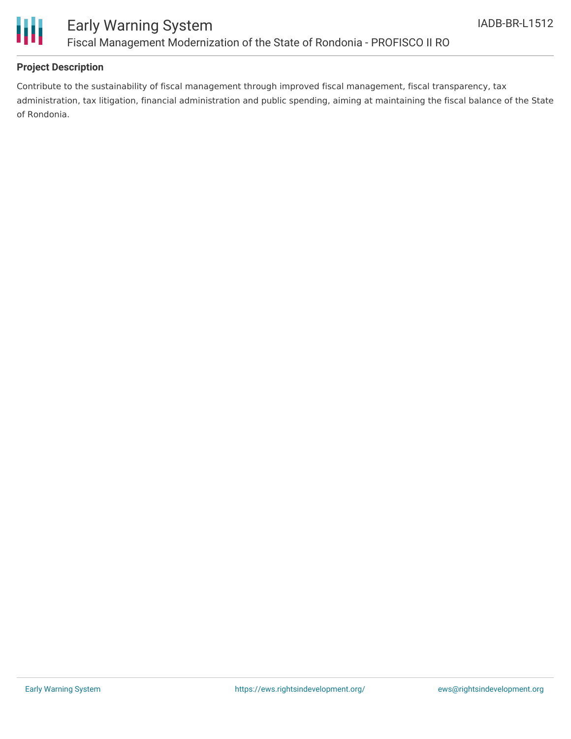**Project Description**

Contribute to the sustainability of fiscal management through improved fiscal management, fiscal transparency, tax administration, tax litigation, financial administration and public spending, aiming at maintaining the fiscal balance of the State of Rondonia.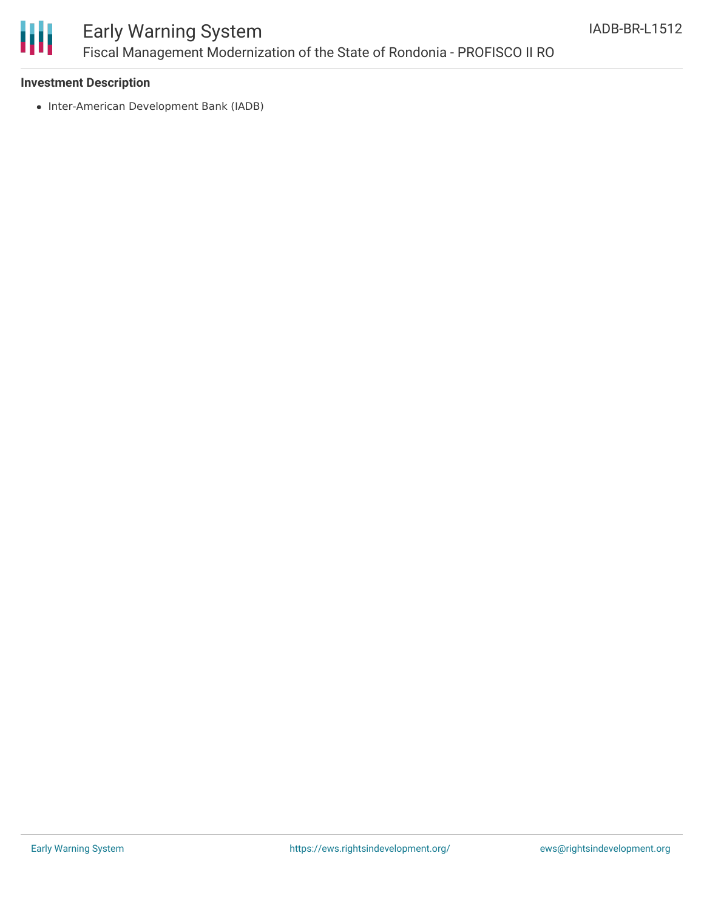**Investment Description**

- Inter-American Development Bank (IADB)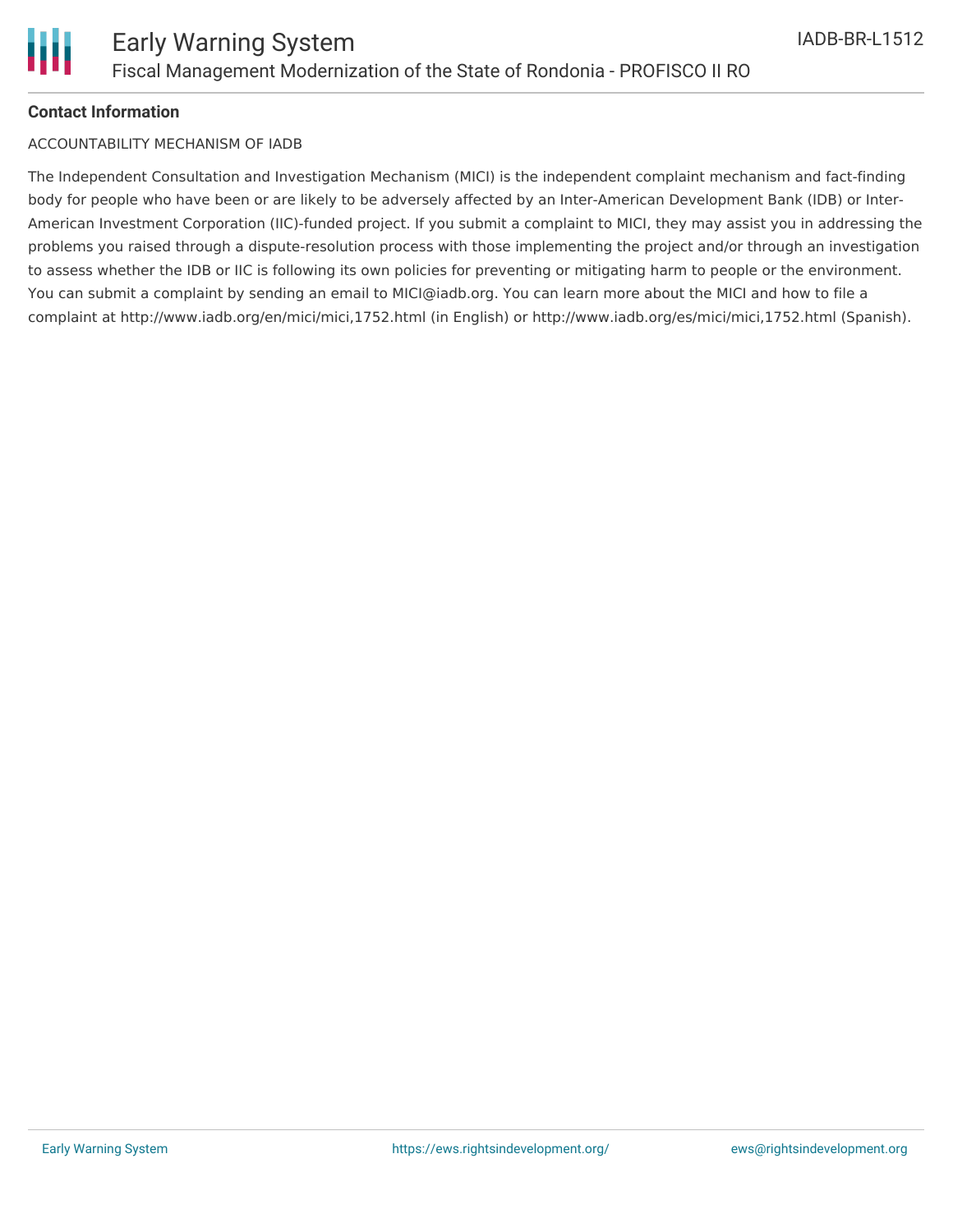**Contact Information**

ACCOUNTABILITY MECHANISM OF IADB

The Independent Consultation and Investigation Mechanism (MICI) is the independent complaint mechanism and fact-finding body for people who have been or are likely to be adversely affected by an Inter-American Development Bank (IDB) or Inter-American Investment Corporation (IIC)-funded project. If you submit a complaint to MICI, they may assist you in addressing the problems you raised through a dispute-resolution process with those implementing the project and/or through an investigation to assess whether the IDB or IIC is following its own policies for preventing or mitigating harm to people or the environment. You can submit a complaint by sending an email to MICI@iadb.org. You can learn more about the MICI and how to file a complaint at http://www.iadb.org/en/mici/mici,1752.html (in English) or http://www.iadb.org/es/mici/mici,1752.html (Spanish).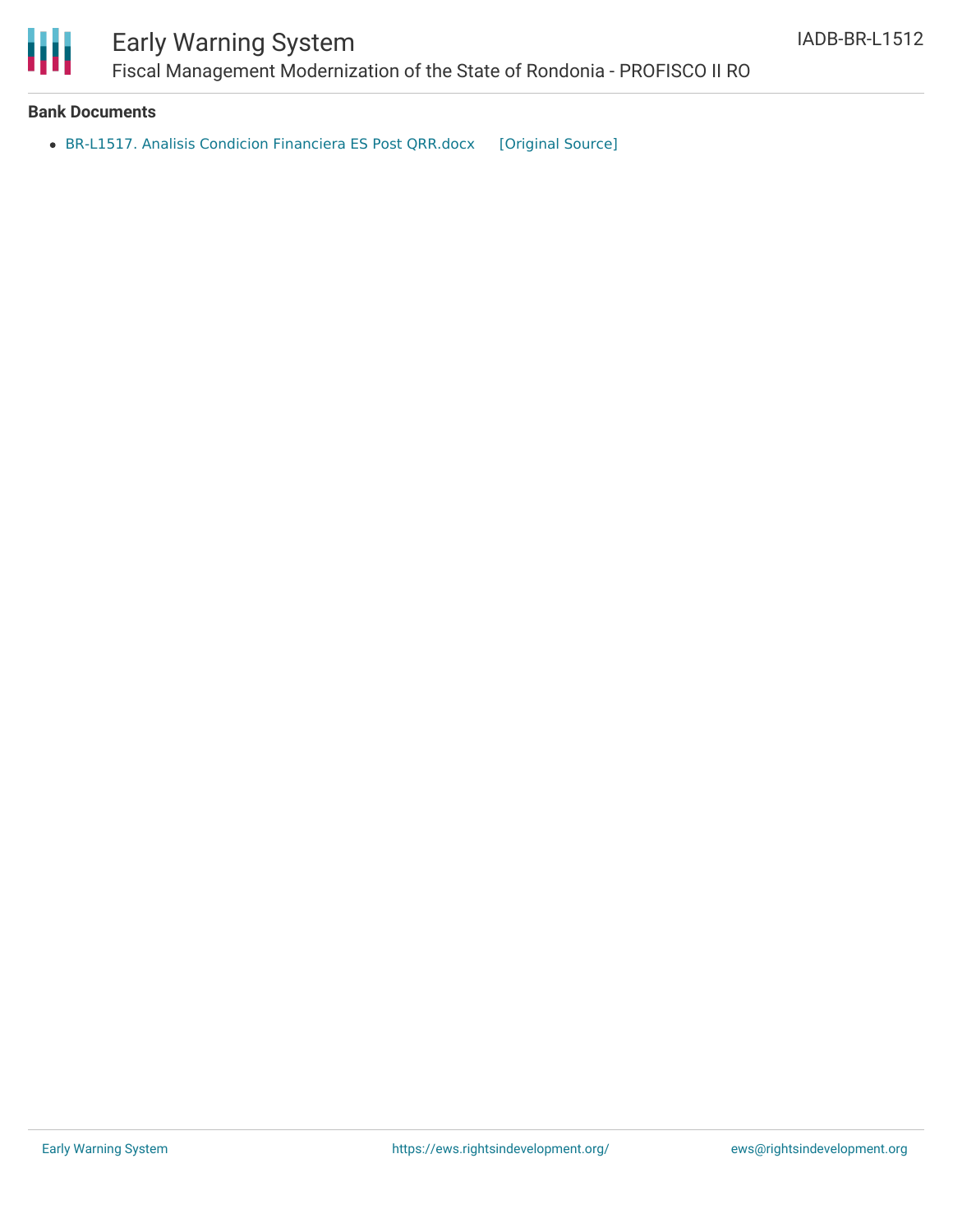## Bank Documents

- BR-L1517. Analisis Condicion Financiera ES Post QRR.docx [Original Source]